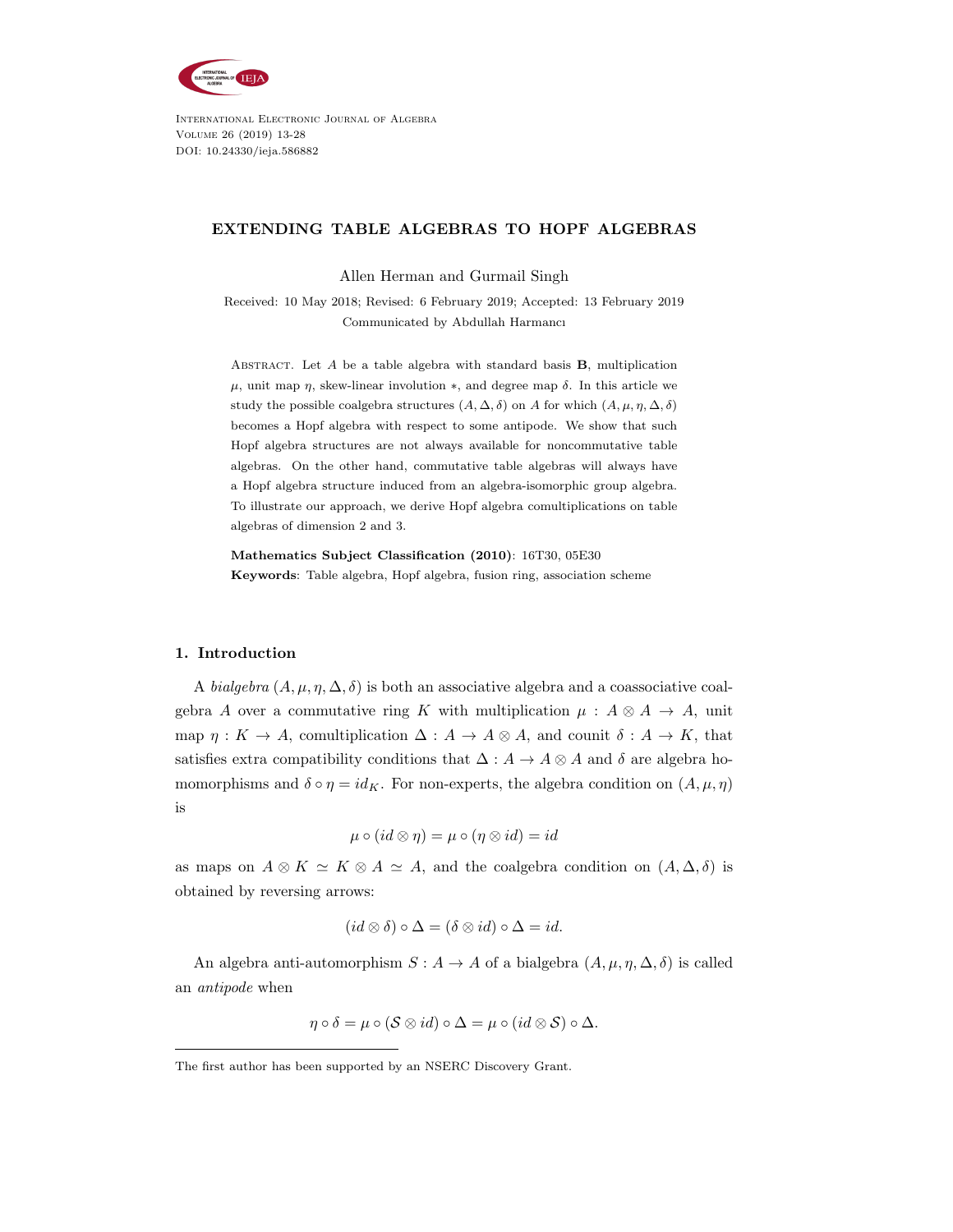# EXTENDING TABLE ALGEBRAS TO HOPF ALGEBRAS

Allen Herman and Gurmail Singh

Received: 10 May 2018; Revised: 6 February 2019; Accepted: 13 February 2019

Communicated by Abdullah Harmancı

Abstract. Let $A$ be a table algebra with standard basis $\mathbf{B}$, multiplication $\mu$, unit map $\eta$, skew-linear involution $*$, and degree map $\delta$. In this article we study the possible coalgebra structures $(A, \Delta, \delta)$ on $A$ for which $(A, \mu, \eta, \Delta, \delta)$ becomes a Hopf algebra with respect to some antipode. We show that such Hopf algebra structures are not always available for noncommutative table algebras. On the other hand, commutative table algebras will always have a Hopf algebra structure induced from an algebra-isomorphic group algebra. To illustrate our approach, we derive Hopf algebra comultiplications on table algebras of dimension 2 and 3.

**Mathematics Subject Classification (2010)**: 16T30, 05E30

**Keywords**: Table algebra, Hopf algebra, fusion ring, association scheme

## 1. Introduction

A *bialgebra* $(A, \mu, \eta, \Delta, \delta)$ is both an associative algebra and a coassociative coalgebra $A$ over a commutative ring $K$ with multiplication $\mu : A \otimes A \to A$, unit map $\eta : K \to A$, comultiplication $\Delta : A \to A \otimes A$, and counit $\delta : A \to K$, that satisfies extra compatibility conditions that $\Delta : A \to A \otimes A$ and $\delta$ are algebra homomorphisms and $\delta \circ \eta = id_K$. For non-experts, the algebra condition on $(A, \mu, \eta)$ is

$$\mu \circ (id \otimes \eta) = \mu \circ (\eta \otimes id) = id$$

as maps on $A \otimes K \simeq K \otimes A \simeq A$, and the coalgebra condition on $(A, \Delta, \delta)$ is obtained by reversing arrows:

$$(id \otimes \delta) \circ \Delta = (\delta \otimes id) \circ \Delta = id.$$

An algebra anti-automorphism $S : A \to A$ of a bialgebra $(A, \mu, \eta, \Delta, \delta)$ is called an *antipode* when

$$\eta \circ \delta = \mu \circ (\mathcal{S} \otimes id) \circ \Delta = \mu \circ (id \otimes \mathcal{S}) \circ \Delta.$$

The first author has been supported by an NSERC Discovery Grant.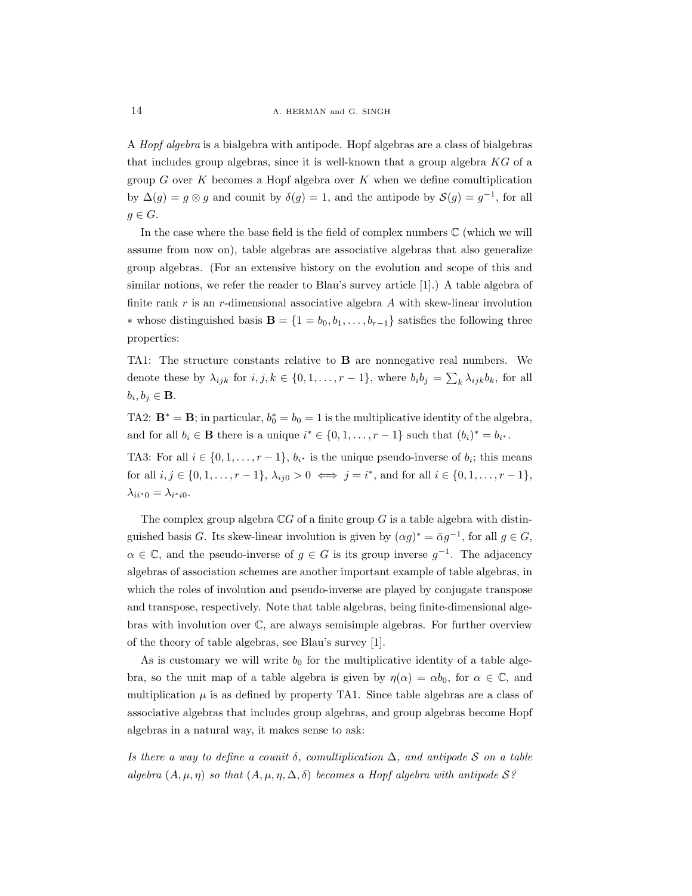A *Hopf algebra* is a bialgebra with antipode. Hopf algebras are a class of bialgebras that includes group algebras, since it is well-known that a group algebra $KG$ of a group $G$ over $K$ becomes a Hopf algebra over $K$ when we define comultiplication by $\Delta(g) = g \otimes g$ and counit by $\delta(g) = 1$, and the antipode by $\mathcal{S}(g) = g^{-1}$, for all $g \in G$.

In the case where the base field is the field of complex numbers $\mathbb{C}$ (which we will assume from now on), table algebras are associative algebras that also generalize group algebras. (For an extensive history on the evolution and scope of this and similar notions, we refer the reader to Blau's survey article [1].) A table algebra of finite rank $r$ is an $r$-dimensional associative algebra $A$ with skew-linear involution $*$ whose distinguished basis $\mathbf{B} = \{1 = b_0, b_1, \dots, b_{r-1}\}$ satisfies the following three properties:

TA1: The structure constants relative to $\mathbf{B}$ are nonnegative real numbers. We denote these by $\lambda_{ijk}$ for $i, j, k \in \{0, 1, \dots, r-1\}$, where $b_i b_j = \sum_k \lambda_{ijk} b_k$, for all $b_i, b_j \in \mathbf{B}$.

TA2: $\mathbf{B}^* = \mathbf{B}$; in particular, $b_0^* = b_0 = 1$ is the multiplicative identity of the algebra, and for all $b_i \in \mathbf{B}$ there is a unique $i^* \in \{0, 1, \dots, r-1\}$ such that $(b_i)^* = b_{i^*}$.

TA3: For all $i \in \{0, 1, \dots, r-1\}$, $b_{i^*}$ is the unique pseudo-inverse of $b_i$; this means for all $i, j \in \{0, 1, \dots, r-1\}$, $\lambda_{ij0} > 0 \iff j = i^*$, and for all $i \in \{0, 1, \dots, r-1\}$, $\lambda_{ii^*0} = \lambda_{i^*i0}$.

The complex group algebra $\mathbb{C}G$ of a finite group $G$ is a table algebra with distinguished basis $G$. Its skew-linear involution is given by $(\alpha g)^* = \bar{\alpha} g^{-1}$, for all $g \in G$, $\alpha \in \mathbb{C}$, and the pseudo-inverse of $g \in G$ is its group inverse $g^{-1}$. The adjacency algebras of association schemes are another important example of table algebras, in which the roles of involution and pseudo-inverse are played by conjugate transpose and transpose, respectively. Note that table algebras, being finite-dimensional algebras with involution over $\mathbb{C}$, are always semisimple algebras. For further overview of the theory of table algebras, see Blau's survey [1].

As is customary we will write $b_0$ for the multiplicative identity of a table algebra, so the unit map of a table algebra is given by $\eta(\alpha) = \alpha b_0$, for $\alpha \in \mathbb{C}$, and multiplication $\mu$ is as defined by property TA1. Since table algebras are a class of associative algebras that includes group algebras, and group algebras become Hopf algebras in a natural way, it makes sense to ask:

*Is there a way to define a counit $\delta$, comultiplication $\Delta$, and antipode $\mathcal{S}$ on a table algebra $(A, \mu, \eta)$ so that $(A, \mu, \eta, \Delta, \delta)$ becomes a Hopf algebra with antipode $\mathcal{S}$?*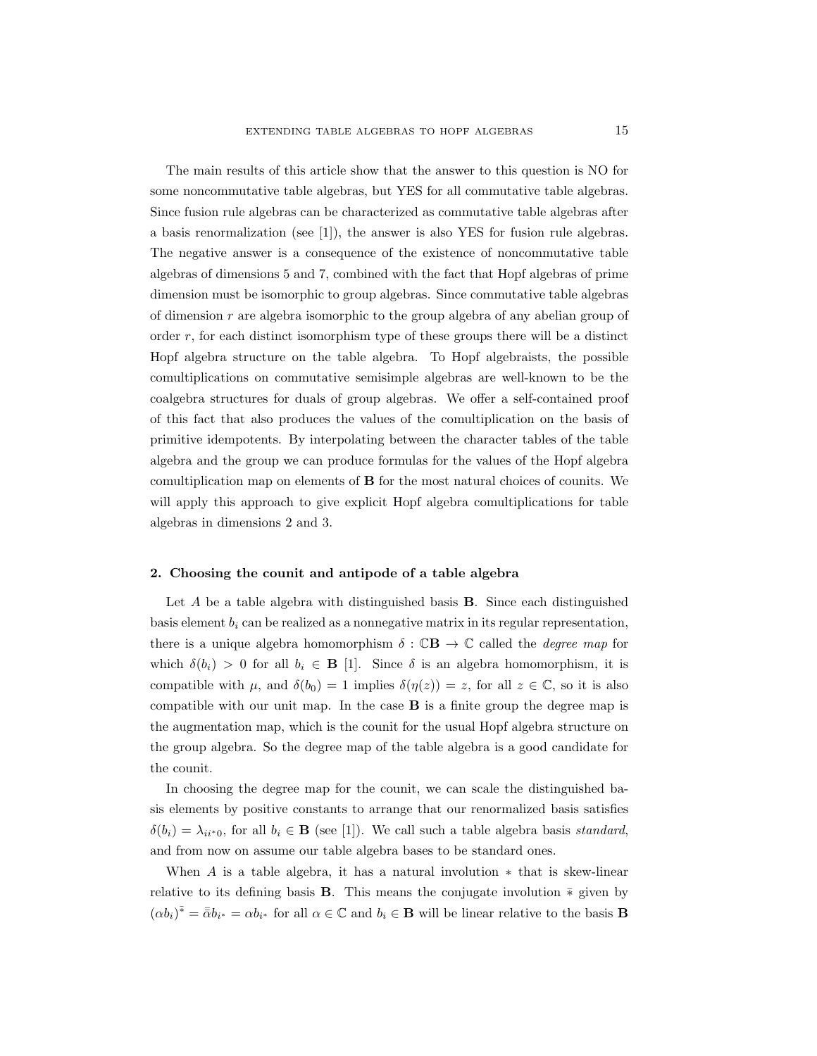The main results of this article show that the answer to this question is NO for some noncommutative table algebras, but YES for all commutative table algebras. Since fusion rule algebras can be characterized as commutative table algebras after a basis renormalization (see [1]), the answer is also YES for fusion rule algebras. The negative answer is a consequence of the existence of noncommutative table algebras of dimensions 5 and 7, combined with the fact that Hopf algebras of prime dimension must be isomorphic to group algebras. Since commutative table algebras of dimension $r$ are algebra isomorphic to the group algebra of any abelian group of order $r$, for each distinct isomorphism type of these groups there will be a distinct Hopf algebra structure on the table algebra. To Hopf algebraists, the possible comultiplications on commutative semisimple algebras are well-known to be the coalgebra structures for duals of group algebras. We offer a self-contained proof of this fact that also produces the values of the comultiplication on the basis of primitive idempotents. By interpolating between the character tables of the table algebra and the group we can produce formulas for the values of the Hopf algebra comultiplication map on elements of $\mathbf{B}$ for the most natural choices of counits. We will apply this approach to give explicit Hopf algebra comultiplications for table algebras in dimensions 2 and 3.

## 2. Choosing the counit and antipode of a table algebra

Let $A$ be a table algebra with distinguished basis $\mathbf{B}$. Since each distinguished basis element $b_i$ can be realized as a nonnegative matrix in its regular representation, there is a unique algebra homomorphism $\delta : \mathbb{C}\mathbf{B} \to \mathbb{C}$ called the *degree map* for which $\delta(b_i) > 0$ for all $b_i \in \mathbf{B}$ [1]. Since $\delta$ is an algebra homomorphism, it is compatible with $\mu$, and $\delta(b_0) = 1$ implies $\delta(\eta(z)) = z$, for all $z \in \mathbb{C}$, so it is also compatible with our unit map. In the case $\mathbf{B}$ is a finite group the degree map is the augmentation map, which is the counit for the usual Hopf algebra structure on the group algebra. So the degree map of the table algebra is a good candidate for the counit.

In choosing the degree map for the counit, we can scale the distinguished basis elements by positive constants to arrange that our renormalized basis satisfies $\delta(b_i) = \lambda_{ii^*0}$, for all $b_i \in \mathbf{B}$ (see [1]). We call such a table algebra basis *standard*, and from now on assume our table algebra bases to be standard ones.

When $A$ is a table algebra, it has a natural involution $*$ that is skew-linear relative to its defining basis $\mathbf{B}$. This means the conjugate involution $\bar{*}$ given by $(\alpha b_i)^{\bar{*}} = \bar{\bar{\alpha}} b_{i^*} = \alpha b_{i^*}$ for all $\alpha \in \mathbb{C}$ and $b_i \in \mathbf{B}$ will be linear relative to the basis $\mathbf{B}$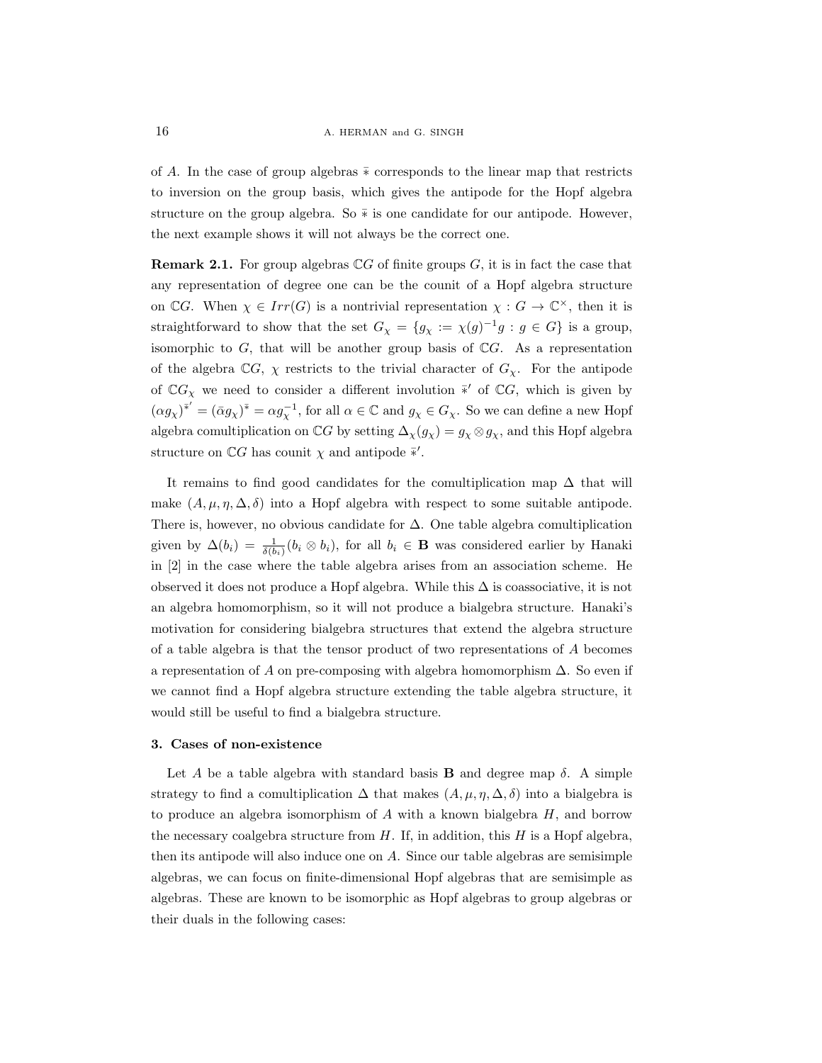of $A$. In the case of group algebras $\bar{*}$ corresponds to the linear map that restricts to inversion on the group basis, which gives the antipode for the Hopf algebra structure on the group algebra. So $\bar{*}$ is one candidate for our antipode. However, the next example shows it will not always be the correct one.

**Remark 2.1.** For group algebras $\mathbb{C}G$ of finite groups $G$, it is in fact the case that any representation of degree one can be the counit of a Hopf algebra structure on $\mathbb{C}G$. When $\chi \in Irr(G)$ is a nontrivial representation $\chi : G \to \mathbb{C}^{\times}$, then it is straightforward to show that the set $G_\chi = \{g_\chi := \chi(g)^{-1}g : g \in G\}$ is a group, isomorphic to $G$, that will be another group basis of $\mathbb{C}G$. As a representation of the algebra $\mathbb{C}G$, $\chi$ restricts to the trivial character of $G_\chi$. For the antipode of $\mathbb{C}G_\chi$ we need to consider a different involution $\bar{*}'$ of $\mathbb{C}G$, which is given by $(\alpha g_\chi)^{\bar{*}'} = (\bar{\alpha} g_\chi)^{\bar{*}} = \alpha g_\chi^{-1}$, for all $\alpha \in \mathbb{C}$ and $g_\chi \in G_\chi$. So we can define a new Hopf algebra comultiplication on $\mathbb{C}G$ by setting $\Delta_\chi(g_\chi) = g_\chi \otimes g_\chi$, and this Hopf algebra structure on $\mathbb{C}G$ has counit $\chi$ and antipode $\bar{*}'$.

It remains to find good candidates for the comultiplication map $\Delta$ that will make $(A, \mu, \eta, \Delta, \delta)$ into a Hopf algebra with respect to some suitable antipode. There is, however, no obvious candidate for $\Delta$. One table algebra comultiplication given by $\Delta(b_i) = \frac{1}{\delta(b_i)}(b_i \otimes b_i)$, for all $b_i \in \mathbf{B}$ was considered earlier by Hanaki in [2] in the case where the table algebra arises from an association scheme. He observed it does not produce a Hopf algebra. While this $\Delta$ is coassociative, it is not an algebra homomorphism, so it will not produce a bialgebra structure. Hanaki's motivation for considering bialgebra structures that extend the algebra structure of a table algebra is that the tensor product of two representations of $A$ becomes a representation of $A$ on pre-composing with algebra homomorphism $\Delta$. So even if we cannot find a Hopf algebra structure extending the table algebra structure, it would still be useful to find a bialgebra structure.

## 3. Cases of non-existence

Let $A$ be a table algebra with standard basis $\mathbf{B}$ and degree map $\delta$. A simple strategy to find a comultiplication $\Delta$ that makes $(A, \mu, \eta, \Delta, \delta)$ into a bialgebra is to produce an algebra isomorphism of $A$ with a known bialgebra $H$, and borrow the necessary coalgebra structure from $H$. If, in addition, this $H$ is a Hopf algebra, then its antipode will also induce one on $A$. Since our table algebras are semisimple algebras, we can focus on finite-dimensional Hopf algebras that are semisimple as algebras. These are known to be isomorphic as Hopf algebras to group algebras or their duals in the following cases: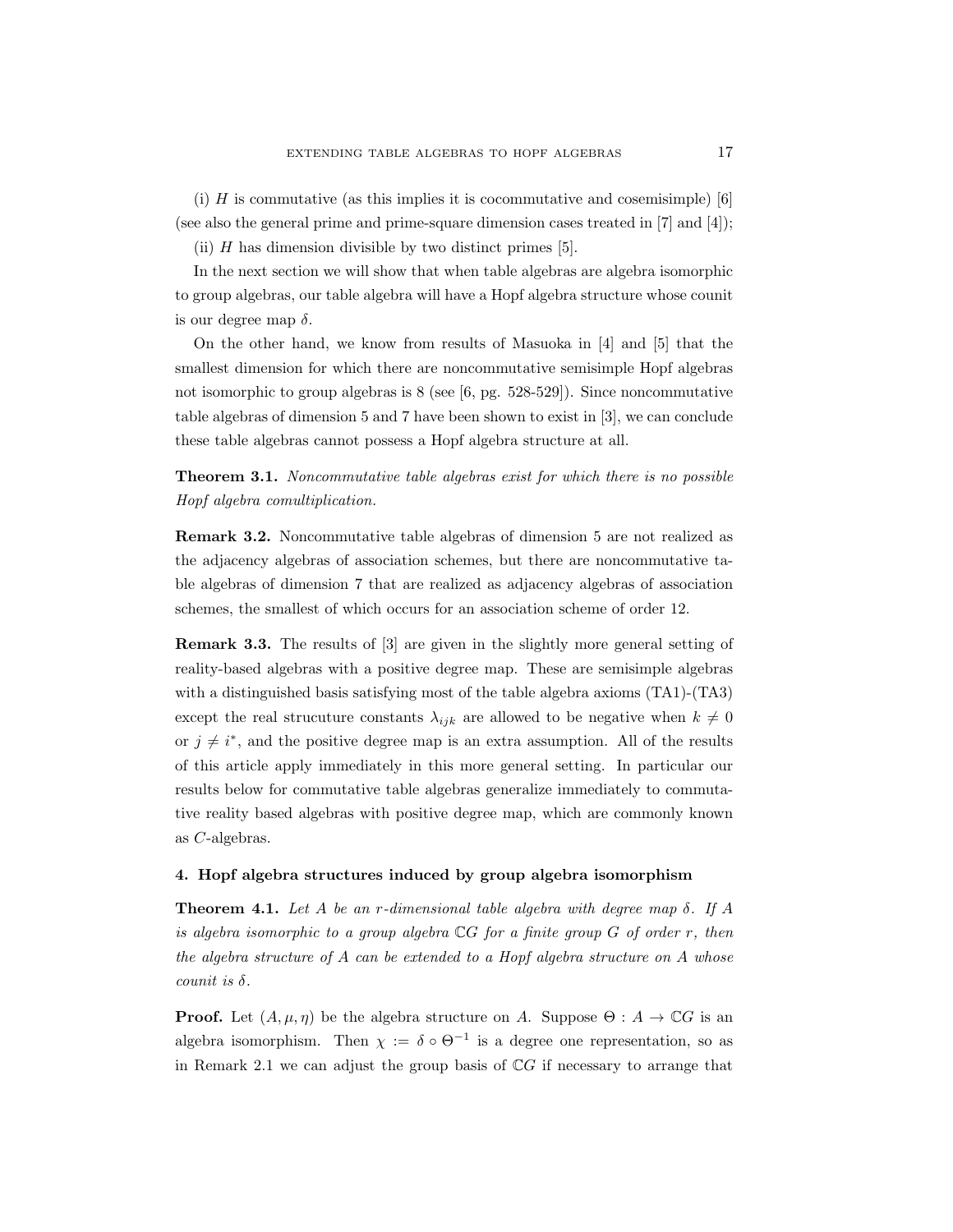(i) $H$ is commutative (as this implies it is cocommutative and cosemisimple) [6] (see also the general prime and prime-square dimension cases treated in [7] and [4]);

(ii) $H$ has dimension divisible by two distinct primes [5].

In the next section we will show that when table algebras are algebra isomorphic to group algebras, our table algebra will have a Hopf algebra structure whose counit is our degree map $\delta$.

On the other hand, we know from results of Masuoka in [4] and [5] that the smallest dimension for which there are noncommutative semisimple Hopf algebras not isomorphic to group algebras is 8 (see [6, pg. 528-529]). Since noncommutative table algebras of dimension 5 and 7 have been shown to exist in [3], we can conclude these table algebras cannot possess a Hopf algebra structure at all.

**Theorem 3.1.** *Noncommutative table algebras exist for which there is no possible Hopf algebra comultiplication.*

**Remark 3.2.** Noncommutative table algebras of dimension 5 are not realized as the adjacency algebras of association schemes, but there are noncommutative table algebras of dimension 7 that are realized as adjacency algebras of association schemes, the smallest of which occurs for an association scheme of order 12.

**Remark 3.3.** The results of [3] are given in the slightly more general setting of reality-based algebras with a positive degree map. These are semisimple algebras with a distinguished basis satisfying most of the table algebra axioms (TA1)-(TA3) except the real strucuture constants $\lambda_{ijk}$ are allowed to be negative when $k \neq 0$ or $j \neq i^*$, and the positive degree map is an extra assumption. All of the results of this article apply immediately in this more general setting. In particular our results below for commutative table algebras generalize immediately to commutative reality based algebras with positive degree map, which are commonly known as $C$-algebras.

## 4. Hopf algebra structures induced by group algebra isomorphism

**Theorem 4.1.** *Let $A$ be an $r$-dimensional table algebra with degree map $\delta$. If $A$ is algebra isomorphic to a group algebra $\mathbb{C}G$ for a finite group $G$ of order $r$, then the algebra structure of $A$ can be extended to a Hopf algebra structure on $A$ whose counit is $\delta$.*

**Proof.** Let $(A, \mu, \eta)$ be the algebra structure on $A$. Suppose $\Theta : A \to \mathbb{C}G$ is an algebra isomorphism. Then $\chi := \delta \circ \Theta^{-1}$ is a degree one representation, so as in Remark 2.1 we can adjust the group basis of $\mathbb{C}G$ if necessary to arrange that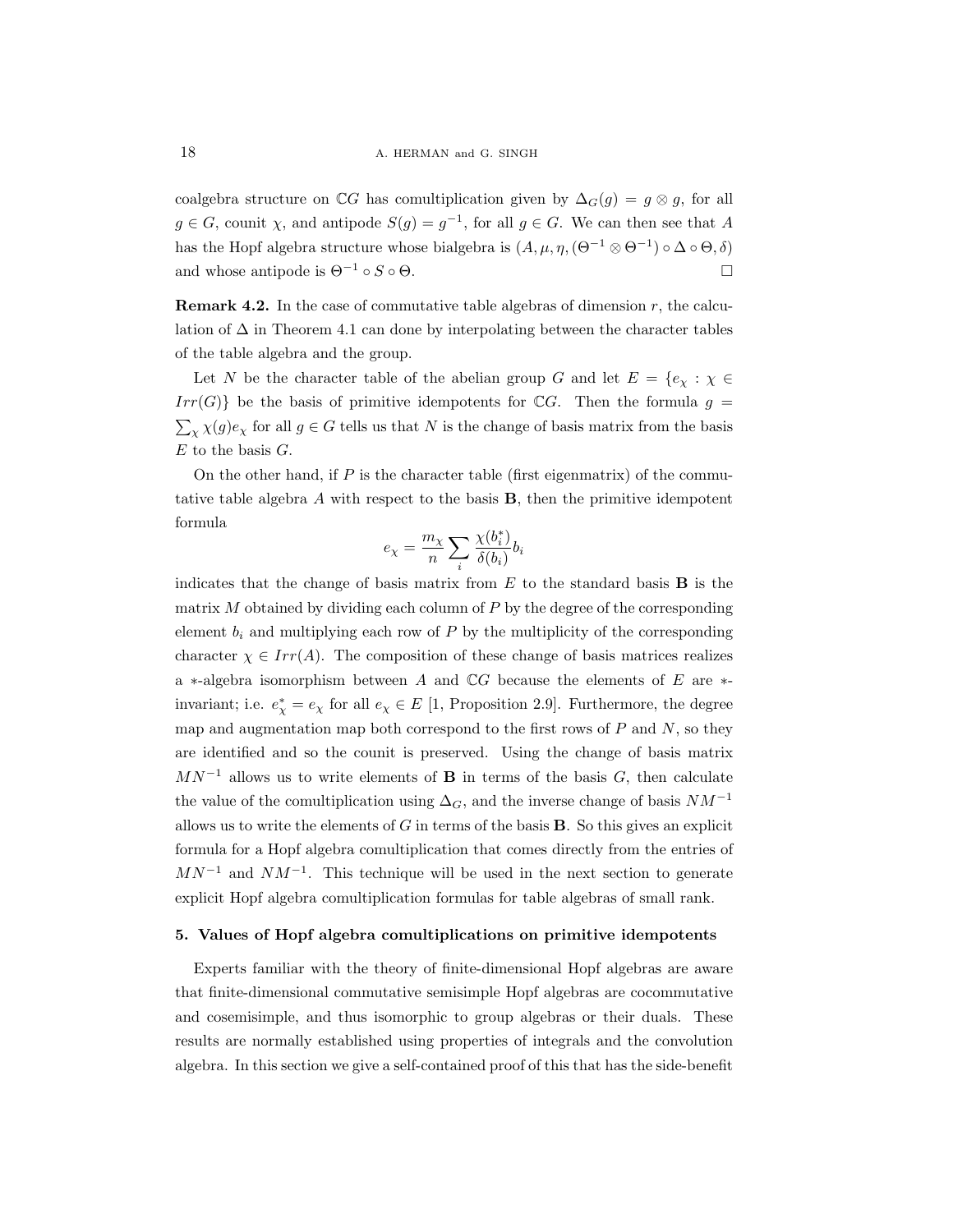coalgebra structure on $\mathbb{C}G$ has comultiplication given by $\Delta_G(g) = g \otimes g$, for all $g \in G$, counit $\chi$, and antipode $S(g) = g^{-1}$, for all $g \in G$. We can then see that $A$ has the Hopf algebra structure whose bialgebra is $(A, \mu, \eta, (\Theta^{-1} \otimes \Theta^{-1}) \circ \Delta \circ \Theta, \delta)$ and whose antipode is $\Theta^{-1} \circ S \circ \Theta$. $\square$

**Remark 4.2.** In the case of commutative table algebras of dimension $r$, the calculation of $\Delta$ in Theorem 4.1 can done by interpolating between the character tables of the table algebra and the group.

Let $N$ be the character table of the abelian group $G$ and let $E = \{e_\chi : \chi \in Irr(G)\}$ be the basis of primitive idempotents for $\mathbb{C}G$. Then the formula $g = \sum_\chi \chi(g) e_\chi$ for all $g \in G$ tells us that $N$ is the change of basis matrix from the basis $E$ to the basis $G$.

On the other hand, if $P$ is the character table (first eigenmatrix) of the commutative table algebra $A$ with respect to the basis $\mathbf{B}$, then the primitive idempotent formula

$$e_\chi = \frac{m_\chi}{n} \sum_i \frac{\chi(b_i^*)}{\delta(b_i)} b_i$$

indicates that the change of basis matrix from $E$ to the standard basis $\mathbf{B}$ is the matrix $M$ obtained by dividing each column of $P$ by the degree of the corresponding element $b_i$ and multiplying each row of $P$ by the multiplicity of the corresponding character $\chi \in Irr(A)$. The composition of these change of basis matrices realizes a $*$-algebra isomorphism between $A$ and $\mathbb{C}G$ because the elements of $E$ are $*$-invariant; i.e. $e_\chi^* = e_\chi$ for all $e_\chi \in E$ [1, Proposition 2.9]. Furthermore, the degree map and augmentation map both correspond to the first rows of $P$ and $N$, so they are identified and so the counit is preserved. Using the change of basis matrix $MN^{-1}$ allows us to write elements of $\mathbf{B}$ in terms of the basis $G$, then calculate the value of the comultiplication using $\Delta_G$, and the inverse change of basis $NM^{-1}$ allows us to write the elements of $G$ in terms of the basis $\mathbf{B}$. So this gives an explicit formula for a Hopf algebra comultiplication that comes directly from the entries of $MN^{-1}$ and $NM^{-1}$. This technique will be used in the next section to generate explicit Hopf algebra comultiplication formulas for table algebras of small rank.

## 5. Values of Hopf algebra comultiplications on primitive idempotents

Experts familiar with the theory of finite-dimensional Hopf algebras are aware that finite-dimensional commutative semisimple Hopf algebras are cocommutative and cosemisimple, and thus isomorphic to group algebras or their duals. These results are normally established using properties of integrals and the convolution algebra. In this section we give a self-contained proof of this that has the side-benefit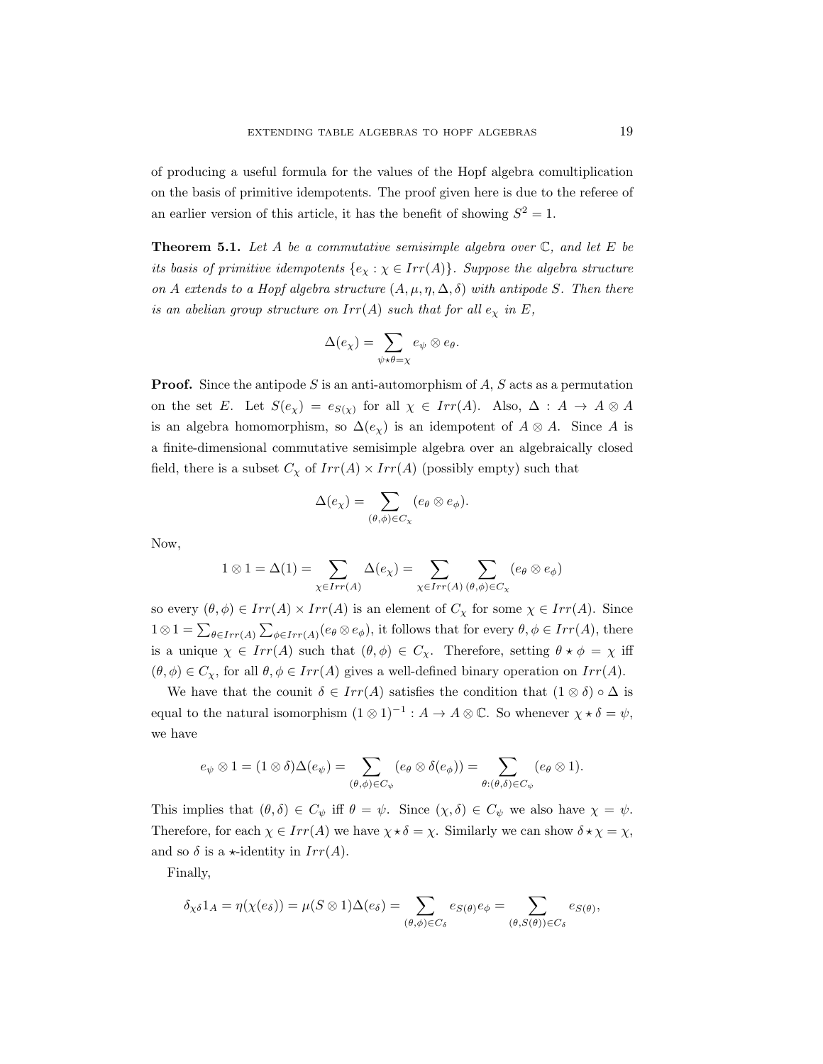of producing a useful formula for the values of the Hopf algebra comultiplication on the basis of primitive idempotents. The proof given here is due to the referee of an earlier version of this article, it has the benefit of showing $S^2 = 1$.

**Theorem 5.1.** *Let $A$ be a commutative semisimple algebra over $\mathbb{C}$, and let $E$ be its basis of primitive idempotents $\{e_\chi : \chi \in Irr(A)\}$. Suppose the algebra structure on $A$ extends to a Hopf algebra structure $(A, \mu, \eta, \Delta, \delta)$ with antipode $S$. Then there is an abelian group structure on $Irr(A)$ such that for all $e_\chi$ in $E$,*

$$\Delta(e_\chi) = \sum_{\psi \star \theta = \chi} e_\psi \otimes e_\theta.$$

**Proof.** Since the antipode $S$ is an anti-automorphism of $A$, $S$ acts as a permutation on the set $E$. Let $S(e_\chi) = e_{S(\chi)}$ for all $\chi \in Irr(A)$. Also, $\Delta : A \to A \otimes A$ is an algebra homomorphism, so $\Delta(e_\chi)$ is an idempotent of $A \otimes A$. Since $A$ is a finite-dimensional commutative semisimple algebra over an algebraically closed field, there is a subset $C_\chi$ of $Irr(A) \times Irr(A)$ (possibly empty) such that

$$\Delta(e_\chi) = \sum_{(\theta,\phi) \in C_\chi} (e_\theta \otimes e_\phi).$$

Now,

$$1 \otimes 1 = \Delta(1) = \sum_{\chi \in Irr(A)} \Delta(e_\chi) = \sum_{\chi \in Irr(A)} \sum_{(\theta,\phi) \in C_\chi} (e_\theta \otimes e_\phi)$$

so every $(\theta, \phi) \in Irr(A) \times Irr(A)$ is an element of $C_\chi$ for some $\chi \in Irr(A)$. Since $1 \otimes 1 = \sum_{\theta \in Irr(A)} \sum_{\phi \in Irr(A)} (e_\theta \otimes e_\phi)$, it follows that for every $\theta, \phi \in Irr(A)$, there is a unique $\chi \in Irr(A)$ such that $(\theta, \phi) \in C_\chi$. Therefore, setting $\theta \star \phi = \chi$ iff $(\theta, \phi) \in C_\chi$, for all $\theta, \phi \in Irr(A)$ gives a well-defined binary operation on $Irr(A)$.

We have that the counit $\delta \in Irr(A)$ satisfies the condition that $(1 \otimes \delta) \circ \Delta$ is equal to the natural isomorphism $(1 \otimes 1)^{-1} : A \to A \otimes \mathbb{C}$. So whenever $\chi \star \delta = \psi$, we have

$$e_\psi \otimes 1 = (1 \otimes \delta)\Delta(e_\psi) = \sum_{(\theta,\phi) \in C_\psi} (e_\theta \otimes \delta(e_\phi)) = \sum_{\theta : (\theta,\delta) \in C_\psi} (e_\theta \otimes 1).$$

This implies that $(\theta, \delta) \in C_\psi$ iff $\theta = \psi$. Since $(\chi, \delta) \in C_\psi$ we also have $\chi = \psi$. Therefore, for each $\chi \in Irr(A)$ we have $\chi \star \delta = \chi$. Similarly we can show $\delta \star \chi = \chi$, and so $\delta$ is a $\star$-identity in $Irr(A)$.

Finally,

$$\delta_{\chi\delta} 1_A = \eta(\chi(e_\delta)) = \mu(S \otimes 1)\Delta(e_\delta) = \sum_{(\theta,\phi) \in C_\delta} e_{S(\theta)} e_\phi = \sum_{(\theta, S(\theta)) \in C_\delta} e_{S(\theta)},$$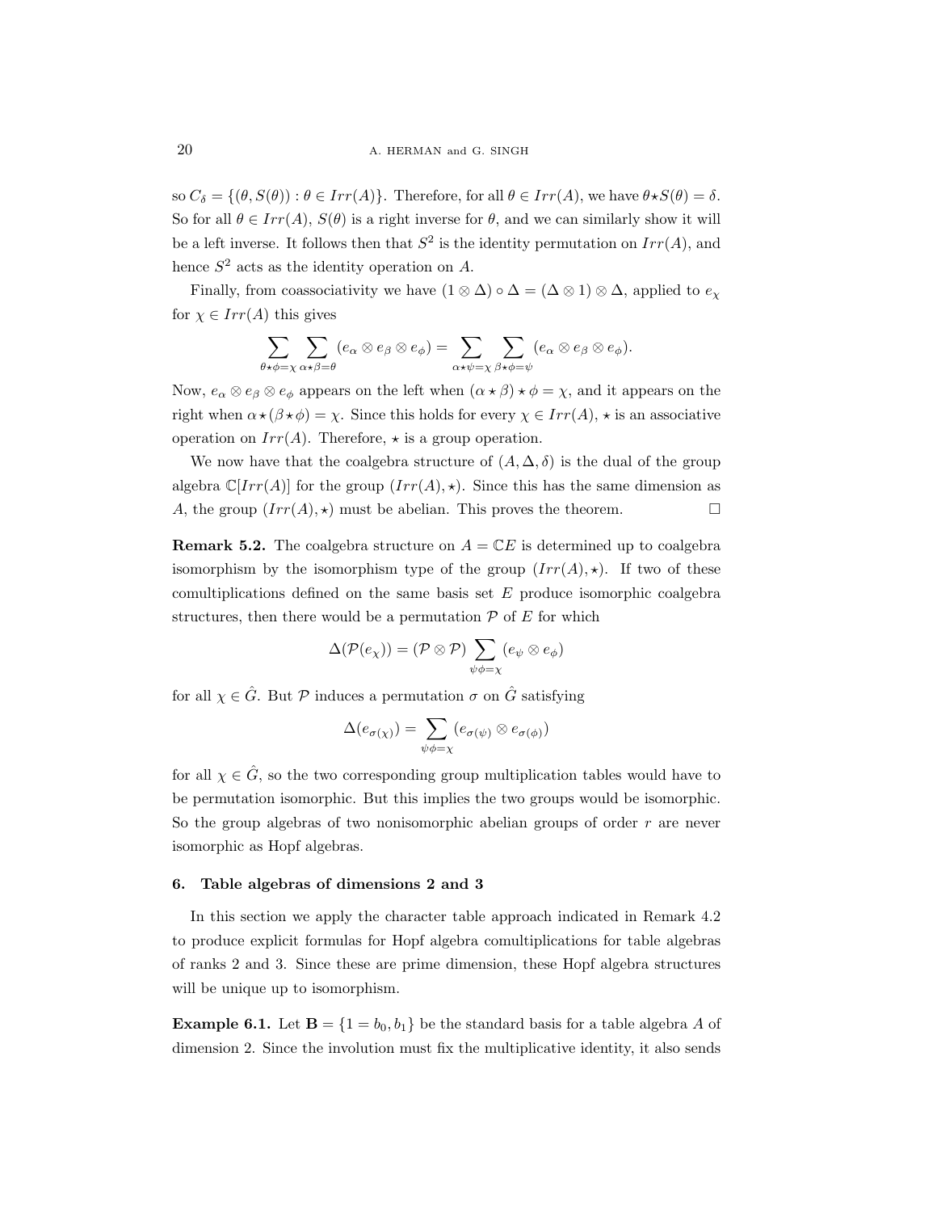so $C_\delta = \{(\theta, S(\theta)) : \theta \in Irr(A)\}$. Therefore, for all $\theta \in Irr(A)$, we have $\theta \star S(\theta) = \delta$. So for all $\theta \in Irr(A)$, $S(\theta)$ is a right inverse for $\theta$, and we can similarly show it will be a left inverse. It follows then that $S^2$ is the identity permutation on $Irr(A)$, and hence $S^2$ acts as the identity operation on $A$.

Finally, from coassociativity we have $(1 \otimes \Delta) \circ \Delta = (\Delta \otimes 1) \otimes \Delta$, applied to $e_\chi$ for $\chi \in Irr(A)$ this gives

$$\sum_{\theta \star \phi = \chi} \sum_{\alpha \star \beta = \theta} (e_\alpha \otimes e_\beta \otimes e_\phi) = \sum_{\alpha \star \psi = \chi} \sum_{\beta \star \phi = \psi} (e_\alpha \otimes e_\beta \otimes e_\phi).$$

Now, $e_\alpha \otimes e_\beta \otimes e_\phi$ appears on the left when $(\alpha \star \beta) \star \phi = \chi$, and it appears on the right when $\alpha \star (\beta \star \phi) = \chi$. Since this holds for every $\chi \in Irr(A)$, $\star$ is an associative operation on $Irr(A)$. Therefore, $\star$ is a group operation.

We now have that the coalgebra structure of $(A, \Delta, \delta)$ is the dual of the group algebra $\mathbb{C}[Irr(A)]$ for the group $(Irr(A), \star)$. Since this has the same dimension as $A$, the group $(Irr(A), \star)$ must be abelian. This proves the theorem. □

**Remark 5.2.** The coalgebra structure on $A = \mathbb{C}E$ is determined up to coalgebra isomorphism by the isomorphism type of the group $(Irr(A), \star)$. If two of these comultiplications defined on the same basis set $E$ produce isomorphic coalgebra structures, then there would be a permutation $\mathcal{P}$ of $E$ for which

$$\Delta(\mathcal{P}(e_\chi)) = (\mathcal{P} \otimes \mathcal{P}) \sum_{\psi\phi = \chi} (e_\psi \otimes e_\phi)$$

for all $\chi \in \hat{G}$. But $\mathcal{P}$ induces a permutation $\sigma$ on $\hat{G}$ satisfying

$$\Delta(e_{\sigma(\chi)}) = \sum_{\psi\phi = \chi} (e_{\sigma(\psi)} \otimes e_{\sigma(\phi)})$$

for all $\chi \in \hat{G}$, so the two corresponding group multiplication tables would have to be permutation isomorphic. But this implies the two groups would be isomorphic. So the group algebras of two nonisomorphic abelian groups of order $r$ are never isomorphic as Hopf algebras.

## 6. Table algebras of dimensions 2 and 3

In this section we apply the character table approach indicated in Remark 4.2 to produce explicit formulas for Hopf algebra comultiplications for table algebras of ranks 2 and 3. Since these are prime dimension, these Hopf algebra structures will be unique up to isomorphism.

**Example 6.1.** Let $\mathbf{B} = \{1 = b_0, b_1\}$ be the standard basis for a table algebra $A$ of dimension 2. Since the involution must fix the multiplicative identity, it also sends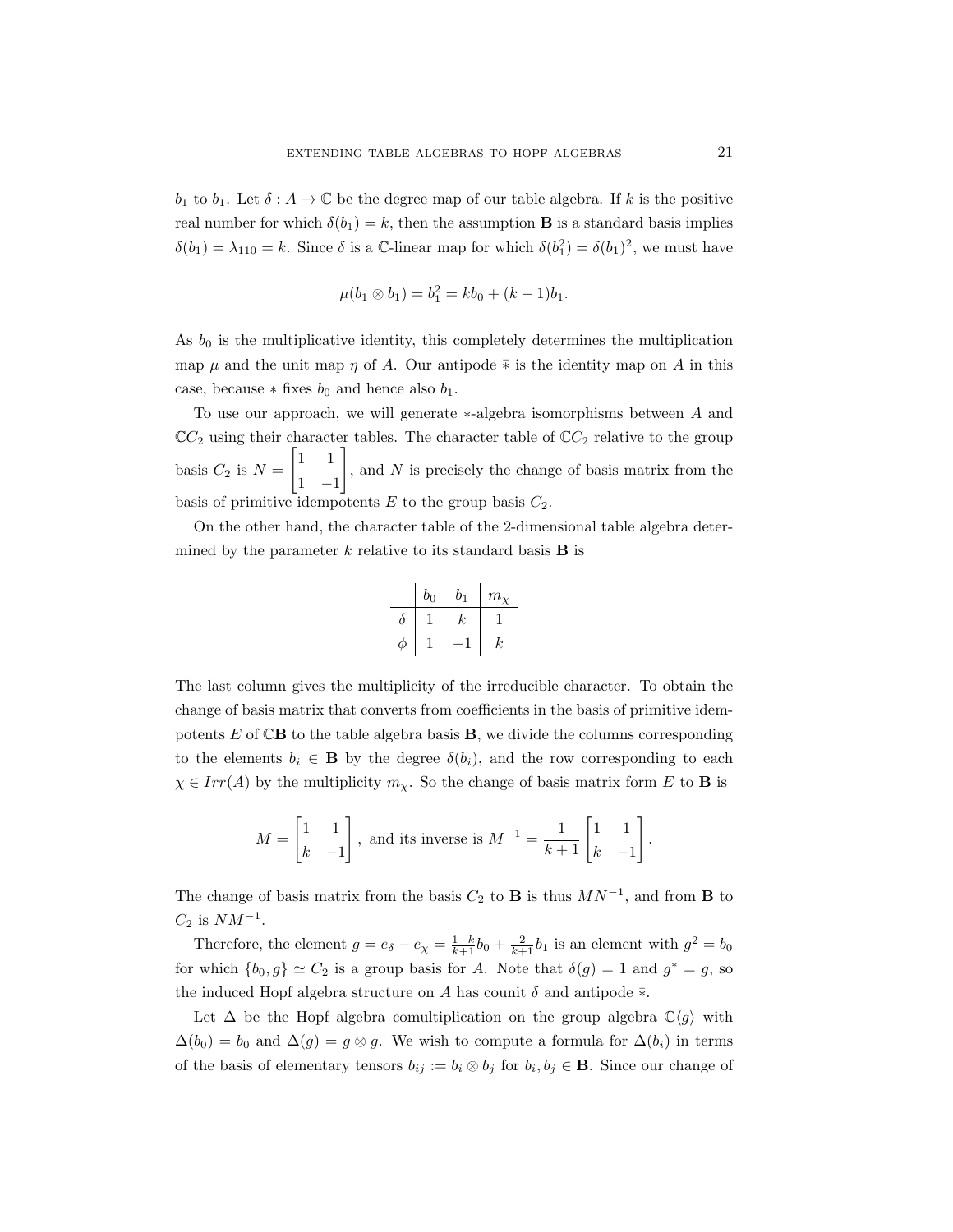$b_1$ to $b_1$. Let $\delta : A \to \mathbb{C}$ be the degree map of our table algebra. If $k$ is the positive real number for which $\delta(b_1) = k$, then the assumption $\mathbf{B}$ is a standard basis implies $\delta(b_1) = \lambda_{110} = k$. Since $\delta$ is a $\mathbb{C}$-linear map for which $\delta(b_1^2) = \delta(b_1)^2$, we must have

$$\mu(b_1 \otimes b_1) = b_1^2 = kb_0 + (k-1)b_1.$$

As $b_0$ is the multiplicative identity, this completely determines the multiplication map $\mu$ and the unit map $\eta$ of $A$. Our antipode $\bar{*}$ is the identity map on $A$ in this case, because $*$ fixes $b_0$ and hence also $b_1$.

To use our approach, we will generate $*$-algebra isomorphisms between $A$ and $\mathbb{C}C_2$ using their character tables. The character table of $\mathbb{C}C_2$ relative to the group basis $C_2$ is $N = \begin{bmatrix} 1 & 1 \\ 1 & -1 \end{bmatrix}$, and $N$ is precisely the change of basis matrix from the basis of primitive idempotents $E$ to the group basis $C_2$.

On the other hand, the character table of the 2-dimensional table algebra determined by the parameter $k$ relative to its standard basis $\mathbf{B}$ is

| | $b_0$ | $b_1$ | $m_\chi$ |
|---|---|---|---|
| $\delta$ | 1 | $k$ | 1 |
| $\phi$ | 1 | $-1$ | $k$ |

The last column gives the multiplicity of the irreducible character. To obtain the change of basis matrix that converts from coefficients in the basis of primitive idempotents $E$ of $\mathbb{C}\mathbf{B}$ to the table algebra basis $\mathbf{B}$, we divide the columns corresponding to the elements $b_i \in \mathbf{B}$ by the degree $\delta(b_i)$, and the row corresponding to each $\chi \in Irr(A)$ by the multiplicity $m_\chi$. So the change of basis matrix form $E$ to $\mathbf{B}$ is

$$M = \begin{bmatrix} 1 & 1 \\ k & -1 \end{bmatrix}, \text{ and its inverse is } M^{-1} = \frac{1}{k+1}\begin{bmatrix} 1 & 1 \\ k & -1 \end{bmatrix}.$$

The change of basis matrix from the basis $C_2$ to $\mathbf{B}$ is thus $MN^{-1}$, and from $\mathbf{B}$ to $C_2$ is $NM^{-1}$.

Therefore, the element $g = e_\delta - e_\chi = \frac{1-k}{k+1}b_0 + \frac{2}{k+1}b_1$ is an element with $g^2 = b_0$ for which $\{b_0, g\} \simeq C_2$ is a group basis for $A$. Note that $\delta(g) = 1$ and $g^* = g$, so the induced Hopf algebra structure on $A$ has counit $\delta$ and antipode $\bar{*}$.

Let $\Delta$ be the Hopf algebra comultiplication on the group algebra $\mathbb{C}\langle g \rangle$ with $\Delta(b_0) = b_0$ and $\Delta(g) = g \otimes g$. We wish to compute a formula for $\Delta(b_i)$ in terms of the basis of elementary tensors $b_{ij} := b_i \otimes b_j$ for $b_i, b_j \in \mathbf{B}$. Since our change of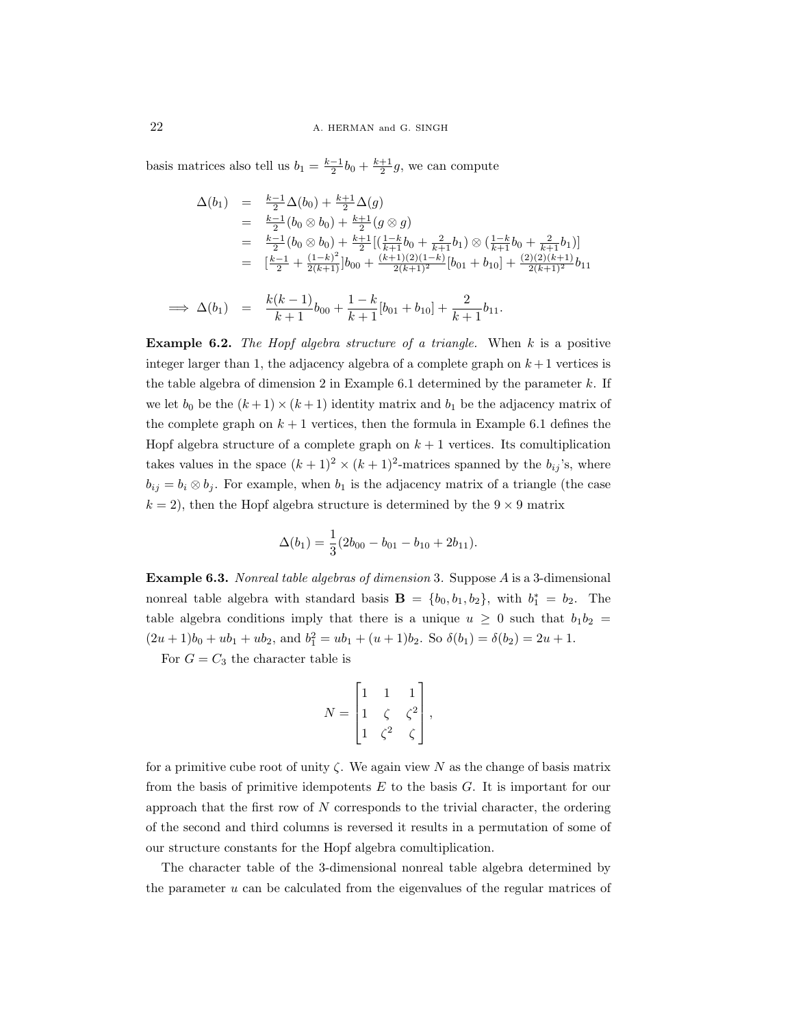basis matrices also tell us $b_1 = \frac{k-1}{2}b_0 + \frac{k+1}{2}g$, we can compute

$$
\begin{aligned}
\Delta(b_1) &= \tfrac{k-1}{2}\Delta(b_0) + \tfrac{k+1}{2}\Delta(g) \\
&= \tfrac{k-1}{2}(b_0 \otimes b_0) + \tfrac{k+1}{2}(g \otimes g) \\
&= \tfrac{k-1}{2}(b_0 \otimes b_0) + \tfrac{k+1}{2}[(\tfrac{1-k}{k+1}b_0 + \tfrac{2}{k+1}b_1) \otimes (\tfrac{1-k}{k+1}b_0 + \tfrac{2}{k+1}b_1)] \\
&= [\tfrac{k-1}{2} + \tfrac{(1-k)^2}{2(k+1)}]b_{00} + \tfrac{(k+1)(2)(1-k)}{2(k+1)^2}[b_{01} + b_{10}] + \tfrac{(2)(2)(k+1)}{2(k+1)^2}b_{11}
\end{aligned}
$$

$$
\implies \Delta(b_1) = \frac{k(k-1)}{k+1}b_{00} + \frac{1-k}{k+1}[b_{01} + b_{10}] + \frac{2}{k+1}b_{11}.
$$

**Example 6.2.** *The Hopf algebra structure of a triangle.* When $k$ is a positive integer larger than 1, the adjacency algebra of a complete graph on $k+1$ vertices is the table algebra of dimension 2 in Example 6.1 determined by the parameter $k$. If we let $b_0$ be the $(k+1)\times(k+1)$ identity matrix and $b_1$ be the adjacency matrix of the complete graph on $k+1$ vertices, then the formula in Example 6.1 defines the Hopf algebra structure of a complete graph on $k+1$ vertices. Its comultiplication takes values in the space $(k+1)^2 \times (k+1)^2$-matrices spanned by the $b_{ij}$'s, where $b_{ij} = b_i \otimes b_j$. For example, when $b_1$ is the adjacency matrix of a triangle (the case $k=2$), then the Hopf algebra structure is determined by the $9 \times 9$ matrix

$$
\Delta(b_1) = \frac{1}{3}(2b_{00} - b_{01} - b_{10} + 2b_{11}).
$$

**Example 6.3.** *Nonreal table algebras of dimension* 3. Suppose $A$ is a 3-dimensional nonreal table algebra with standard basis $\mathbf{B} = \{b_0, b_1, b_2\}$, with $b_1^* = b_2$. The table algebra conditions imply that there is a unique $u \geq 0$ such that $b_1 b_2 = (2u+1)b_0 + ub_1 + ub_2$, and $b_1^2 = ub_1 + (u+1)b_2$. So $\delta(b_1) = \delta(b_2) = 2u+1$.

For $G = C_3$ the character table is

$$
N = \begin{bmatrix} 1 & 1 & 1 \\ 1 & \zeta & \zeta^2 \\ 1 & \zeta^2 & \zeta \end{bmatrix},
$$

for a primitive cube root of unity $\zeta$. We again view $N$ as the change of basis matrix from the basis of primitive idempotents $E$ to the basis $G$. It is important for our approach that the first row of $N$ corresponds to the trivial character, the ordering of the second and third columns is reversed it results in a permutation of some of our structure constants for the Hopf algebra comultiplication.

The character table of the 3-dimensional nonreal table algebra determined by the parameter $u$ can be calculated from the eigenvalues of the regular matrices of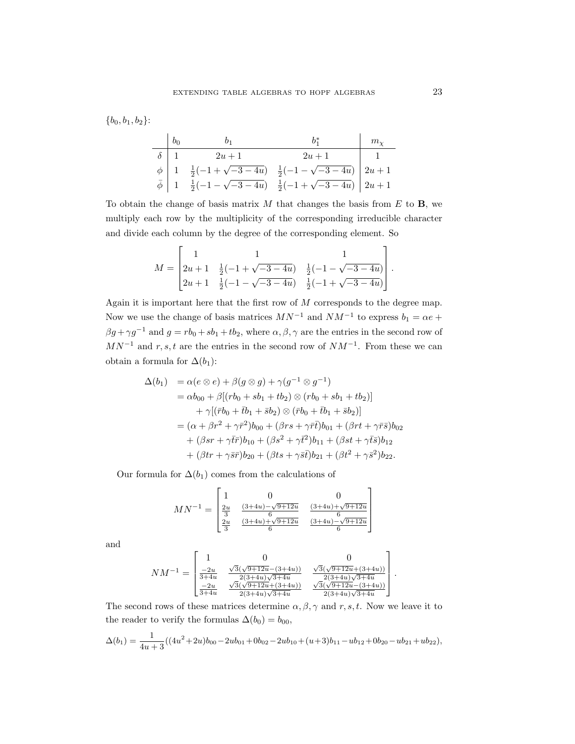$\{b_0, b_1, b_2\}$:

|  | $b_0$ | $b_1$ | $b_1^*$ | $m_\chi$ |
|---|---|---|---|---|
| $\delta$ | $1$ | $2u+1$ | $2u+1$ | $1$ |
| $\phi$ | $1$ | $\frac{1}{2}(-1+\sqrt{-3-4u})$ | $\frac{1}{2}(-1-\sqrt{-3-4u})$ | $2u+1$ |
| $\bar{\phi}$ | $1$ | $\frac{1}{2}(-1-\sqrt{-3-4u})$ | $\frac{1}{2}(-1+\sqrt{-3-4u})$ | $2u+1$ |

To obtain the change of basis matrix $M$ that changes the basis from $E$ to $\mathbf{B}$, we multiply each row by the multiplicity of the corresponding irreducible character and divide each column by the degree of the corresponding element. So

$$M = \begin{bmatrix} 1 & 1 & 1 \\ 2u+1 & \frac{1}{2}(-1+\sqrt{-3-4u}) & \frac{1}{2}(-1-\sqrt{-3-4u}) \\ 2u+1 & \frac{1}{2}(-1-\sqrt{-3-4u}) & \frac{1}{2}(-1+\sqrt{-3-4u}) \end{bmatrix}.$$

Again it is important here that the first row of $M$ corresponds to the degree map. Now we use the change of basis matrices $MN^{-1}$ and $NM^{-1}$ to express $b_1 = \alpha e + \beta g + \gamma g^{-1}$ and $g = rb_0 + sb_1 + tb_2$, where $\alpha, \beta, \gamma$ are the entries in the second row of $MN^{-1}$ and $r, s, t$ are the entries in the second row of $NM^{-1}$. From these we can obtain a formula for $\Delta(b_1)$:

$$\begin{aligned}
\Delta(b_1) &= \alpha(e \otimes e) + \beta(g \otimes g) + \gamma(g^{-1} \otimes g^{-1}) \\
&= \alpha b_{00} + \beta[(rb_0 + sb_1 + tb_2) \otimes (rb_0 + sb_1 + tb_2)] \\
&\quad + \gamma[(\bar{r}b_0 + \bar{t}b_1 + \bar{s}b_2) \otimes (\bar{r}b_0 + \bar{t}b_1 + \bar{s}b_2)] \\
&= (\alpha + \beta r^2 + \gamma \bar{r}^2)b_{00} + (\beta rs + \gamma \bar{r}\bar{t})b_{01} + (\beta rt + \gamma \bar{r}\bar{s})b_{02} \\
&\quad + (\beta sr + \gamma \bar{t}\bar{r})b_{10} + (\beta s^2 + \gamma \bar{t}^2)b_{11} + (\beta st + \gamma \bar{t}\bar{s})b_{12} \\
&\quad + (\beta tr + \gamma \bar{s}\bar{r})b_{20} + (\beta ts + \gamma \bar{s}\bar{t})b_{21} + (\beta t^2 + \gamma \bar{s}^2)b_{22}.
\end{aligned}$$

Our formula for $\Delta(b_1)$ comes from the calculations of

$$MN^{-1} = \begin{bmatrix} 1 & 0 & 0 \\ \frac{2u}{3} & \frac{(3+4u)-\sqrt{9+12u}}{6} & \frac{(3+4u)+\sqrt{9+12u}}{6} \\ \frac{2u}{3} & \frac{(3+4u)+\sqrt{9+12u}}{6} & \frac{(3+4u)-\sqrt{9+12u}}{6} \end{bmatrix}$$

and

$$NM^{-1} = \begin{bmatrix} 1 & 0 & 0 \\ \frac{-2u}{3+4u} & \frac{\sqrt{3}(\sqrt{9+12u}-(3+4u))}{2(3+4u)\sqrt{3+4u}} & \frac{\sqrt{3}(\sqrt{9+12u}+(3+4u))}{2(3+4u)\sqrt{3+4u}} \\ \frac{-2u}{3+4u} & \frac{\sqrt{3}(\sqrt{9+12u}+(3+4u))}{2(3+4u)\sqrt{3+4u}} & \frac{\sqrt{3}(\sqrt{9+12u}-(3+4u))}{2(3+4u)\sqrt{3+4u}} \end{bmatrix}.$$

The second rows of these matrices determine $\alpha, \beta, \gamma$ and $r, s, t$. Now we leave it to the reader to verify the formulas $\Delta(b_0) = b_{00}$,

$$\Delta(b_1) = \frac{1}{4u+3}((4u^2+2u)b_{00} - 2ub_{01} + 0b_{02} - 2ub_{10} + (u+3)b_{11} - ub_{12} + 0b_{20} - ub_{21} + ub_{22}),$$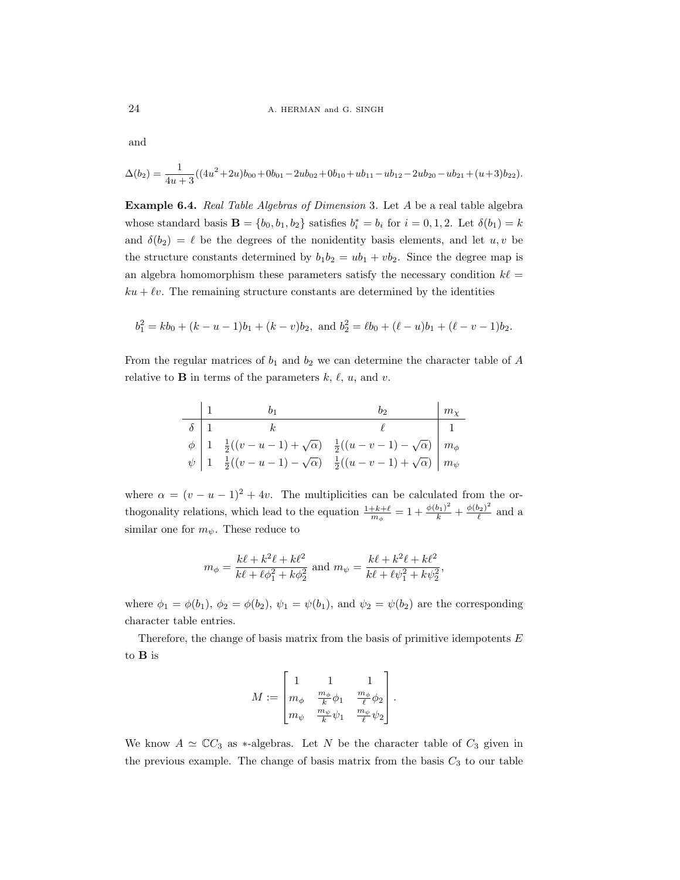and

$$\Delta(b_2) = \frac{1}{4u+3}((4u^2+2u)b_{00}+0b_{01}-2ub_{02}+0b_{10}+ub_{11}-ub_{12}-2ub_{20}-ub_{21}+(u+3)b_{22}).$$

**Example 6.4.** *Real Table Algebras of Dimension* 3. Let $A$ be a real table algebra whose standard basis $\mathbf{B} = \{b_0, b_1, b_2\}$ satisfies $b_i^* = b_i$ for $i = 0, 1, 2$. Let $\delta(b_1) = k$ and $\delta(b_2) = \ell$ be the degrees of the nonidentity basis elements, and let $u, v$ be the structure constants determined by $b_1 b_2 = ub_1 + vb_2$. Since the degree map is an algebra homomorphism these parameters satisfy the necessary condition $k\ell = ku + \ell v$. The remaining structure constants are determined by the identities

$$b_1^2 = kb_0 + (k-u-1)b_1 + (k-v)b_2, \text{ and } b_2^2 = \ell b_0 + (\ell - u)b_1 + (\ell - v - 1)b_2.$$

From the regular matrices of $b_1$ and $b_2$ we can determine the character table of $A$ relative to $\mathbf{B}$ in terms of the parameters $k$, $\ell$, $u$, and $v$.

| | $1$ | $b_1$ | $b_2$ | $m_\chi$ |
|---|---|---|---|---|
| $\delta$ | $1$ | $k$ | $\ell$ | $1$ |
| $\phi$ | $1$ | $\frac{1}{2}((v-u-1)+\sqrt{\alpha})$ | $\frac{1}{2}((u-v-1)-\sqrt{\alpha})$ | $m_\phi$ |
| $\psi$ | $1$ | $\frac{1}{2}((v-u-1)-\sqrt{\alpha})$ | $\frac{1}{2}((u-v-1)+\sqrt{\alpha})$ | $m_\psi$ |

where $\alpha = (v-u-1)^2 + 4v$. The multiplicities can be calculated from the orthogonality relations, which lead to the equation $\frac{1+k+\ell}{m_\phi} = 1 + \frac{\phi(b_1)^2}{k} + \frac{\phi(b_2)^2}{\ell}$ and a similar one for $m_\psi$. These reduce to

$$m_\phi = \frac{k\ell + k^2\ell + k\ell^2}{k\ell + \ell\phi_1^2 + k\phi_2^2} \text{ and } m_\psi = \frac{k\ell + k^2\ell + k\ell^2}{k\ell + \ell\psi_1^2 + k\psi_2^2},$$

where $\phi_1 = \phi(b_1)$, $\phi_2 = \phi(b_2)$, $\psi_1 = \psi(b_1)$, and $\psi_2 = \psi(b_2)$ are the corresponding character table entries.

Therefore, the change of basis matrix from the basis of primitive idempotents $E$ to $\mathbf{B}$ is

$$M := \begin{bmatrix} 1 & 1 & 1 \\ m_\phi & \frac{m_\phi}{k}\phi_1 & \frac{m_\phi}{\ell}\phi_2 \\ m_\psi & \frac{m_\psi}{k}\psi_1 & \frac{m_\psi}{\ell}\psi_2 \end{bmatrix}.$$

We know $A \simeq \mathbb{C}C_3$ as $*$-algebras. Let $N$ be the character table of $C_3$ given in the previous example. The change of basis matrix from the basis $C_3$ to our table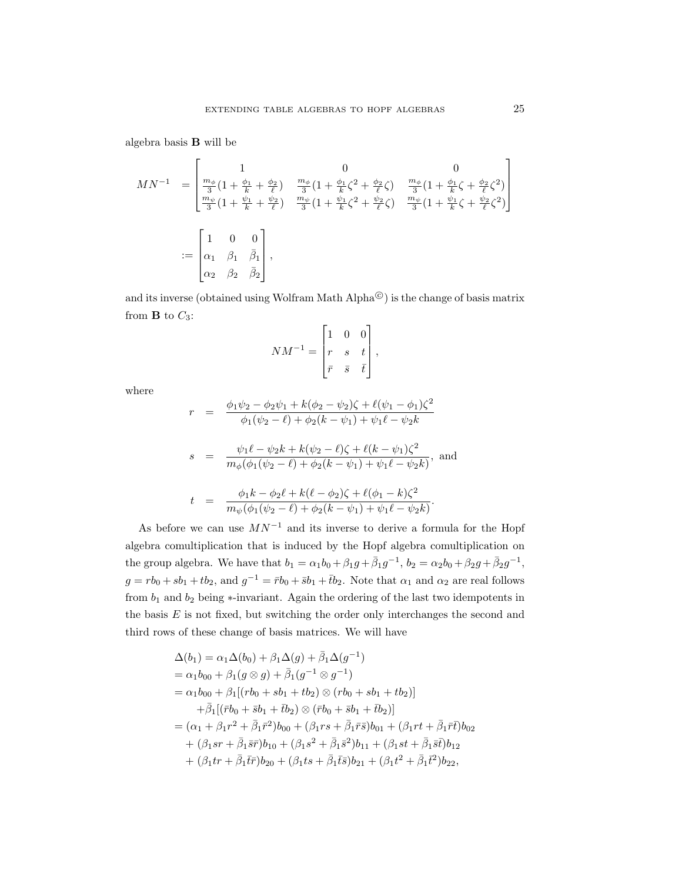algebra basis $\mathbf{B}$ will be

$$
\begin{aligned}
MN^{-1} &= \begin{bmatrix} 1 & 0 & 0 \\ \frac{m_\phi}{3}(1+\frac{\phi_1}{k}+\frac{\phi_2}{\ell}) & \frac{m_\phi}{3}(1+\frac{\phi_1}{k}\zeta^2+\frac{\phi_2}{\ell}\zeta) & \frac{m_\phi}{3}(1+\frac{\phi_1}{k}\zeta+\frac{\phi_2}{\ell}\zeta^2) \\ \frac{m_\psi}{3}(1+\frac{\psi_1}{k}+\frac{\psi_2}{\ell}) & \frac{m_\psi}{3}(1+\frac{\psi_1}{k}\zeta^2+\frac{\psi_2}{\ell}\zeta) & \frac{m_\psi}{3}(1+\frac{\psi_1}{k}\zeta+\frac{\psi_2}{\ell}\zeta^2) \end{bmatrix} \\
&:= \begin{bmatrix} 1 & 0 & 0 \\ \alpha_1 & \beta_1 & \bar{\beta}_1 \\ \alpha_2 & \beta_2 & \bar{\beta}_2 \end{bmatrix},
\end{aligned}
$$

and its inverse (obtained using Wolfram Math Alpha©) is the change of basis matrix from $\mathbf{B}$ to $C_3$:

$$
NM^{-1} = \begin{bmatrix} 1 & 0 & 0 \\ r & s & t \\ \bar{r} & \bar{s} & \bar{t} \end{bmatrix},
$$

where

$$
\begin{aligned}
r &= \frac{\phi_1\psi_2 - \phi_2\psi_1 + k(\phi_2-\psi_2)\zeta + \ell(\psi_1-\phi_1)\zeta^2}{\phi_1(\psi_2-\ell)+\phi_2(k-\psi_1)+\psi_1\ell-\psi_2 k} \\
s &= \frac{\psi_1\ell - \psi_2 k + k(\psi_2-\ell)\zeta + \ell(k-\psi_1)\zeta^2}{m_\phi(\phi_1(\psi_2-\ell)+\phi_2(k-\psi_1)+\psi_1\ell-\psi_2 k)}, \text{ and} \\
t &= \frac{\phi_1 k - \phi_2\ell + k(\ell-\phi_2)\zeta + \ell(\phi_1-k)\zeta^2}{m_\psi(\phi_1(\psi_2-\ell)+\phi_2(k-\psi_1)+\psi_1\ell-\psi_2 k)}.
\end{aligned}
$$

As before we can use $MN^{-1}$ and its inverse to derive a formula for the Hopf algebra comultiplication that is induced by the Hopf algebra comultiplication on the group algebra. We have that $b_1 = \alpha_1 b_0 + \beta_1 g + \bar{\beta}_1 g^{-1}$, $b_2 = \alpha_2 b_0 + \beta_2 g + \bar{\beta}_2 g^{-1}$, $g = rb_0 + sb_1 + tb_2$, and $g^{-1} = \bar{r}b_0 + \bar{s}b_1 + \bar{t}b_2$. Note that $\alpha_1$ and $\alpha_2$ are real follows from $b_1$ and $b_2$ being $*$-invariant. Again the ordering of the last two idempotents in the basis $E$ is not fixed, but switching the order only interchanges the second and third rows of these change of basis matrices. We will have

$$
\begin{aligned}
\Delta(b_1) &= \alpha_1\Delta(b_0) + \beta_1\Delta(g) + \bar{\beta}_1\Delta(g^{-1}) \\
&= \alpha_1 b_{00} + \beta_1(g\otimes g) + \bar{\beta}_1(g^{-1}\otimes g^{-1}) \\
&= \alpha_1 b_{00} + \beta_1[(rb_0+sb_1+tb_2)\otimes(rb_0+sb_1+tb_2)] \\
&\quad + \bar{\beta}_1[(\bar{r}b_0+\bar{s}b_1+\bar{t}b_2)\otimes(\bar{r}b_0+\bar{s}b_1+\bar{t}b_2)] \\
&= (\alpha_1+\beta_1 r^2+\bar{\beta}_1\bar{r}^2)b_{00} + (\beta_1 rs+\bar{\beta}_1\bar{r}\bar{s})b_{01} + (\beta_1 rt+\bar{\beta}_1\bar{r}\bar{t})b_{02} \\
&\quad + (\beta_1 sr+\bar{\beta}_1\bar{s}\bar{r})b_{10} + (\beta_1 s^2+\bar{\beta}_1\bar{s}^2)b_{11} + (\beta_1 st+\bar{\beta}_1\bar{s}\bar{t})b_{12} \\
&\quad + (\beta_1 tr+\bar{\beta}_1\bar{t}\bar{r})b_{20} + (\beta_1 ts+\bar{\beta}_1\bar{t}\bar{s})b_{21} + (\beta_1 t^2+\bar{\beta}_1\bar{t}^2)b_{22},
\end{aligned}
$$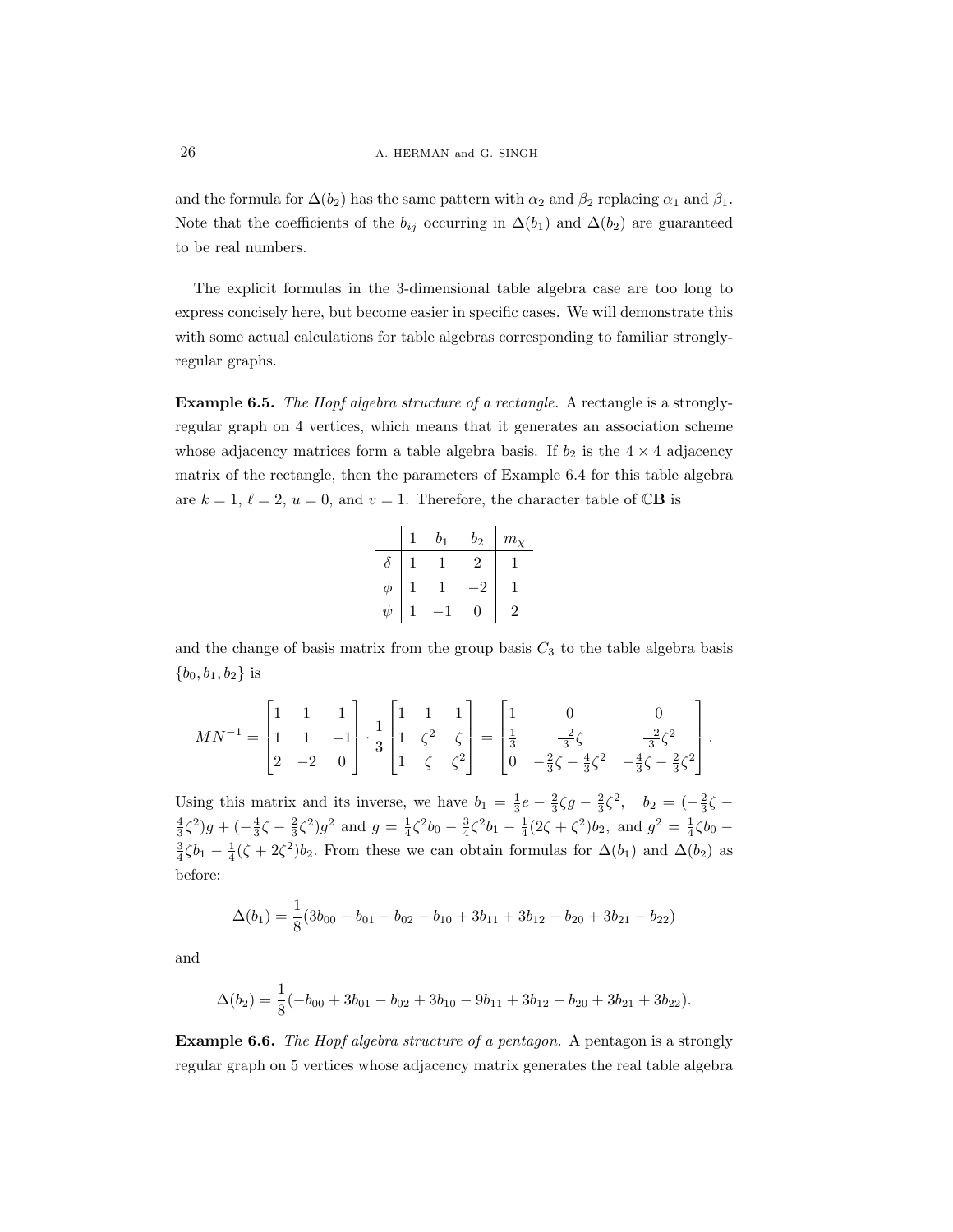and the formula for $\Delta(b_2)$ has the same pattern with $\alpha_2$ and $\beta_2$ replacing $\alpha_1$ and $\beta_1$. Note that the coefficients of the $b_{ij}$ occurring in $\Delta(b_1)$ and $\Delta(b_2)$ are guaranteed to be real numbers.

The explicit formulas in the 3-dimensional table algebra case are too long to express concisely here, but become easier in specific cases. We will demonstrate this with some actual calculations for table algebras corresponding to familiar strongly-regular graphs.

**Example 6.5.** *The Hopf algebra structure of a rectangle.* A rectangle is a strongly-regular graph on 4 vertices, which means that it generates an association scheme whose adjacency matrices form a table algebra basis. If $b_2$ is the $4 \times 4$ adjacency matrix of the rectangle, then the parameters of Example 6.4 for this table algebra are $k = 1$, $\ell = 2$, $u = 0$, and $v = 1$. Therefore, the character table of $\mathbb{C}\mathbf{B}$ is

| | $1$ | $b_1$ | $b_2$ | $m_\chi$ |
|---|---|---|---|---|
| $\delta$ | $1$ | $1$ | $2$ | $1$ |
| $\phi$ | $1$ | $1$ | $-2$ | $1$ |
| $\psi$ | $1$ | $-1$ | $0$ | $2$ |

and the change of basis matrix from the group basis $C_3$ to the table algebra basis $\{b_0, b_1, b_2\}$ is

$$MN^{-1} = \begin{bmatrix} 1 & 1 & 1 \\ 1 & 1 & -1 \\ 2 & -2 & 0 \end{bmatrix} \cdot \frac{1}{3} \begin{bmatrix} 1 & 1 & 1 \\ 1 & \zeta^2 & \zeta \\ 1 & \zeta & \zeta^2 \end{bmatrix} = \begin{bmatrix} 1 & 0 & 0 \\ \frac{1}{3} & \frac{-2}{3}\zeta & \frac{-2}{3}\zeta^2 \\ 0 & -\frac{2}{3}\zeta - \frac{4}{3}\zeta^2 & -\frac{4}{3}\zeta - \frac{2}{3}\zeta^2 \end{bmatrix}.$$

Using this matrix and its inverse, we have $b_1 = \frac{1}{3}e - \frac{2}{3}\zeta g - \frac{2}{3}\zeta^2$, $\quad b_2 = (-\frac{2}{3}\zeta - \frac{4}{3}\zeta^2)g + (-\frac{4}{3}\zeta - \frac{2}{3}\zeta^2)g^2$ and $g = \frac{1}{4}\zeta^2 b_0 - \frac{3}{4}\zeta^2 b_1 - \frac{1}{4}(2\zeta + \zeta^2)b_2$, and $g^2 = \frac{1}{4}\zeta b_0 - \frac{3}{4}\zeta b_1 - \frac{1}{4}(\zeta + 2\zeta^2)b_2$. From these we can obtain formulas for $\Delta(b_1)$ and $\Delta(b_2)$ as before:

$$\Delta(b_1) = \frac{1}{8}(3b_{00} - b_{01} - b_{02} - b_{10} + 3b_{11} + 3b_{12} - b_{20} + 3b_{21} - b_{22})$$

and

$$\Delta(b_2) = \frac{1}{8}(-b_{00} + 3b_{01} - b_{02} + 3b_{10} - 9b_{11} + 3b_{12} - b_{20} + 3b_{21} + 3b_{22}).$$

**Example 6.6.** *The Hopf algebra structure of a pentagon.* A pentagon is a strongly regular graph on 5 vertices whose adjacency matrix generates the real table algebra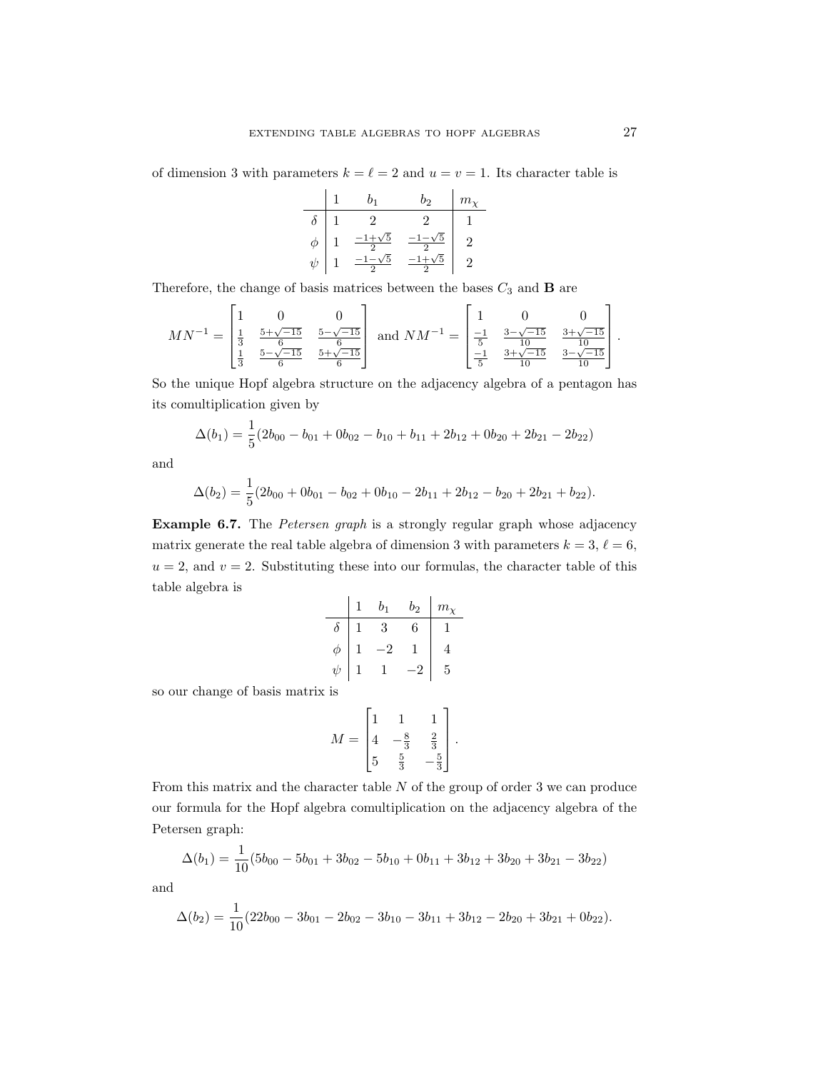of dimension 3 with parameters $k = \ell = 2$ and $u = v = 1$. Its character table is

| | $1$ | $b_1$ | $b_2$ | $m_\chi$ |
|---|---|---|---|---|
| $\delta$ | $1$ | $2$ | $2$ | $1$ |
| $\phi$ | $1$ | $\frac{-1+\sqrt{5}}{2}$ | $\frac{-1-\sqrt{5}}{2}$ | $2$ |
| $\psi$ | $1$ | $\frac{-1-\sqrt{5}}{2}$ | $\frac{-1+\sqrt{5}}{2}$ | $2$ |

Therefore, the change of basis matrices between the bases $C_3$ and $\mathbf{B}$ are

$$MN^{-1} = \begin{bmatrix} 1 & 0 & 0 \\ \frac{1}{3} & \frac{5+\sqrt{-15}}{6} & \frac{5-\sqrt{-15}}{6} \\ \frac{1}{3} & \frac{5-\sqrt{-15}}{6} & \frac{5+\sqrt{-15}}{6} \end{bmatrix} \text{ and } NM^{-1} = \begin{bmatrix} 1 & 0 & 0 \\ \frac{-1}{5} & \frac{3-\sqrt{-15}}{10} & \frac{3+\sqrt{-15}}{10} \\ \frac{-1}{5} & \frac{3+\sqrt{-15}}{10} & \frac{3-\sqrt{-15}}{10} \end{bmatrix}.$$

So the unique Hopf algebra structure on the adjacency algebra of a pentagon has its comultiplication given by

$$\Delta(b_1) = \frac{1}{5}(2b_{00} - b_{01} + 0b_{02} - b_{10} + b_{11} + 2b_{12} + 0b_{20} + 2b_{21} - 2b_{22})$$

and

$$\Delta(b_2) = \frac{1}{5}(2b_{00} + 0b_{01} - b_{02} + 0b_{10} - 2b_{11} + 2b_{12} - b_{20} + 2b_{21} + b_{22}).$$

**Example 6.7.** The *Petersen graph* is a strongly regular graph whose adjacency matrix generate the real table algebra of dimension 3 with parameters $k = 3$, $\ell = 6$, $u = 2$, and $v = 2$. Substituting these into our formulas, the character table of this table algebra is

| | $1$ | $b_1$ | $b_2$ | $m_\chi$ |
|---|---|---|---|---|
| $\delta$ | $1$ | $3$ | $6$ | $1$ |
| $\phi$ | $1$ | $-2$ | $1$ | $4$ |
| $\psi$ | $1$ | $1$ | $-2$ | $5$ |

so our change of basis matrix is

$$M = \begin{bmatrix} 1 & 1 & 1 \\ 4 & -\frac{8}{3} & \frac{2}{3} \\ 5 & \frac{5}{3} & -\frac{5}{3} \end{bmatrix}.$$

From this matrix and the character table $N$ of the group of order 3 we can produce our formula for the Hopf algebra comultiplication on the adjacency algebra of the Petersen graph:

$$\Delta(b_1) = \frac{1}{10}(5b_{00} - 5b_{01} + 3b_{02} - 5b_{10} + 0b_{11} + 3b_{12} + 3b_{20} + 3b_{21} - 3b_{22})$$

and

$$\Delta(b_2) = \frac{1}{10}(22b_{00} - 3b_{01} - 2b_{02} - 3b_{10} - 3b_{11} + 3b_{12} - 2b_{20} + 3b_{21} + 0b_{22}).$$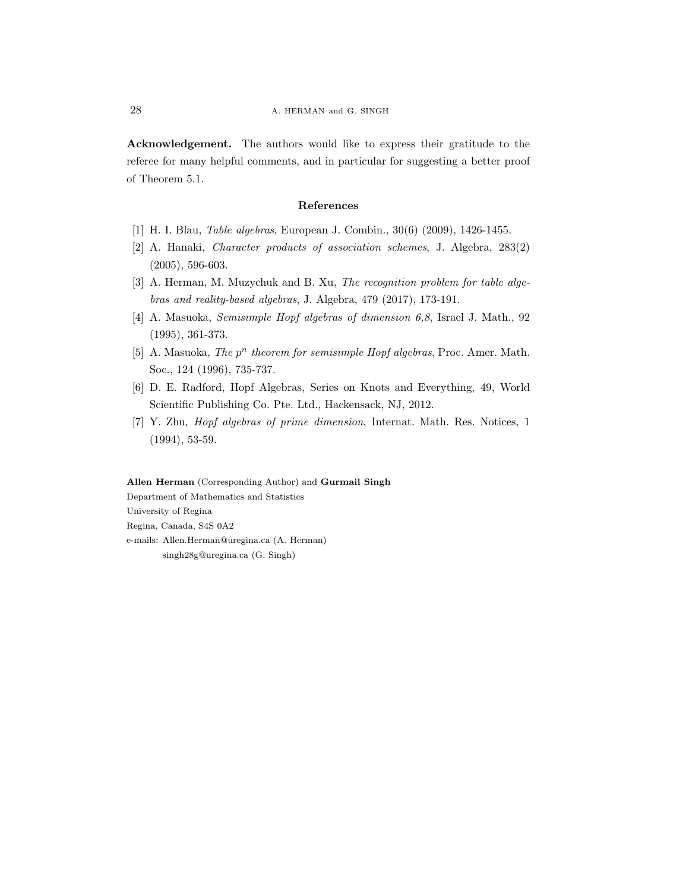**Acknowledgement.** The authors would like to express their gratitude to the referee for many helpful comments, and in particular for suggesting a better proof of Theorem 5.1.

## References

[1] H. I. Blau, *Table algebras*, European J. Combin., 30(6) (2009), 1426-1455.

[2] A. Hanaki, *Character products of association schemes*, J. Algebra, 283(2) (2005), 596-603.

[3] A. Herman, M. Muzychuk and B. Xu, *The recognition problem for table algebras and reality-based algebras*, J. Algebra, 479 (2017), 173-191.

[4] A. Masuoka, *Semisimple Hopf algebras of dimension 6,8*, Israel J. Math., 92 (1995), 361-373.

[5] A. Masuoka, *The $p^n$ theorem for semisimple Hopf algebras*, Proc. Amer. Math. Soc., 124 (1996), 735-737.

[6] D. E. Radford, Hopf Algebras, Series on Knots and Everything, 49, World Scientific Publishing Co. Pte. Ltd., Hackensack, NJ, 2012.

[7] Y. Zhu, *Hopf algebras of prime dimension*, Internat. Math. Res. Notices, 1 (1994), 53-59.

**Allen Herman** (Corresponding Author) and **Gurmail Singh**
Department of Mathematics and Statistics
University of Regina
Regina, Canada, S4S 0A2
e-mails: Allen.Herman@uregina.ca (A. Herman)
singh28g@uregina.ca (G. Singh)